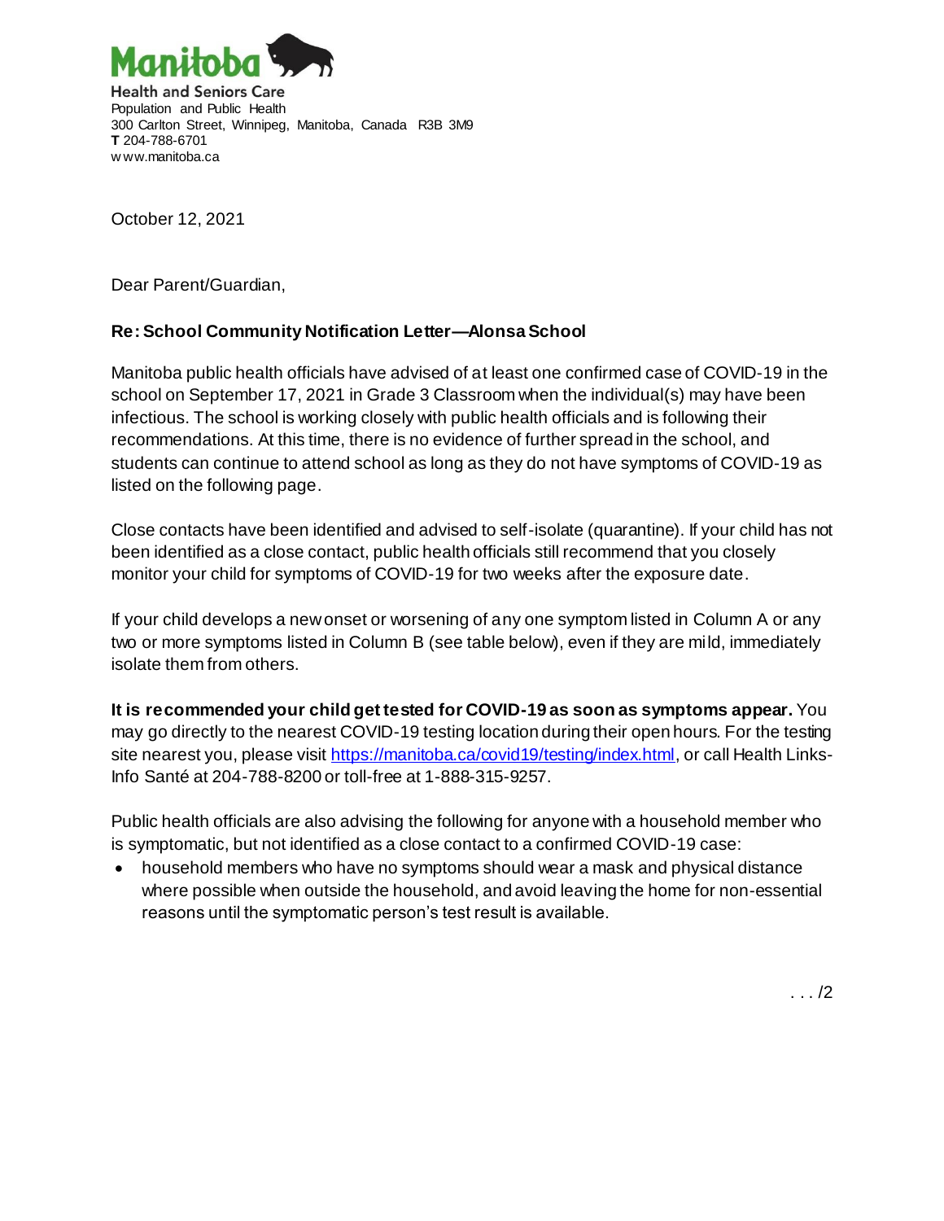Manitoba

Health and Seniors Care
Population and Public Health
300 Carlton Street, Winnipeg, Manitoba, Canada R3B 3M9
**T** 204-788-6701
www.manitoba.ca

October 12, 2021

Dear Parent/Guardian,

**Re: School Community Notification Letter—Alonsa School**

Manitoba public health officials have advised of at least one confirmed case of COVID-19 in the school on September 17, 2021 in Grade 3 Classroom when the individual(s) may have been infectious. The school is working closely with public health officials and is following their recommendations. At this time, there is no evidence of further spread in the school, and students can continue to attend school as long as they do not have symptoms of COVID-19 as listed on the following page.

Close contacts have been identified and advised to self-isolate (quarantine). If your child has not been identified as a close contact, public health officials still recommend that you closely monitor your child for symptoms of COVID-19 for two weeks after the exposure date.

If your child develops a new onset or worsening of any one symptom listed in Column A or any two or more symptoms listed in Column B (see table below), even if they are mild, immediately isolate them from others.

**It is recommended your child get tested for COVID-19 as soon as symptoms appear.** You may go directly to the nearest COVID-19 testing location during their open hours. For the testing site nearest you, please visit https://manitoba.ca/covid19/testing/index.html, or call Health Links-Info Santé at 204-788-8200 or toll-free at 1-888-315-9257.

Public health officials are also advising the following for anyone with a household member who is symptomatic, but not identified as a close contact to a confirmed COVID-19 case:

- household members who have no symptoms should wear a mask and physical distance where possible when outside the household, and avoid leaving the home for non-essential reasons until the symptomatic person's test result is available.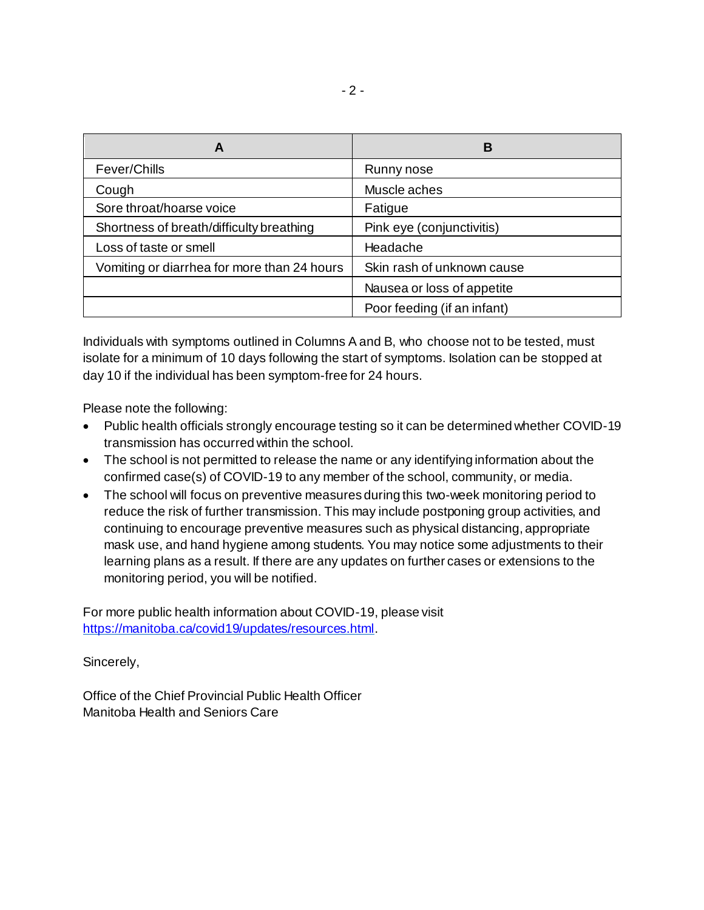| A | B |
|---|---|
| Fever/Chills | Runny nose |
| Cough | Muscle aches |
| Sore throat/hoarse voice | Fatigue |
| Shortness of breath/difficulty breathing | Pink eye (conjunctivitis) |
| Loss of taste or smell | Headache |
| Vomiting or diarrhea for more than 24 hours | Skin rash of unknown cause |
| | Nausea or loss of appetite |
| | Poor feeding (if an infant) |

Individuals with symptoms outlined in Columns A and B, who choose not to be tested, must isolate for a minimum of 10 days following the start of symptoms. Isolation can be stopped at day 10 if the individual has been symptom-free for 24 hours.

Please note the following:

- Public health officials strongly encourage testing so it can be determined whether COVID-19 transmission has occurred within the school.
- The school is not permitted to release the name or any identifying information about the confirmed case(s) of COVID-19 to any member of the school, community, or media.
- The school will focus on preventive measures during this two-week monitoring period to reduce the risk of further transmission. This may include postponing group activities, and continuing to encourage preventive measures such as physical distancing, appropriate mask use, and hand hygiene among students. You may notice some adjustments to their learning plans as a result. If there are any updates on further cases or extensions to the monitoring period, you will be notified.

For more public health information about COVID-19, please visit https://manitoba.ca/covid19/updates/resources.html.

Sincerely,

Office of the Chief Provincial Public Health Officer
Manitoba Health and Seniors Care